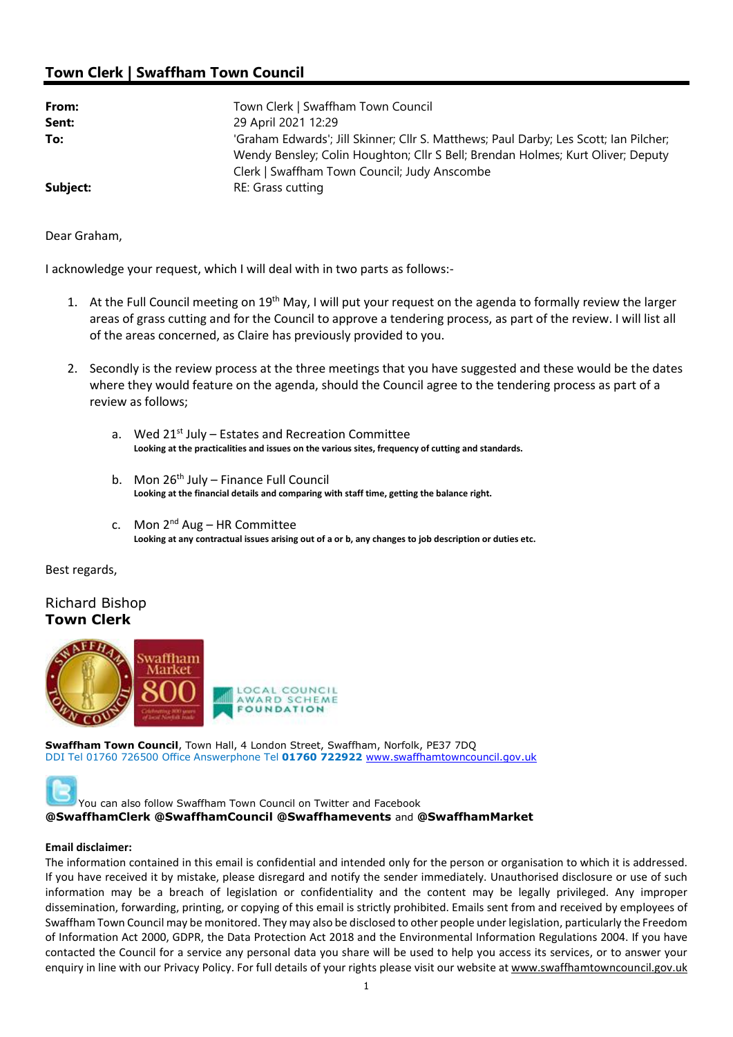## Town Clerk | Swaffham Town Council

| | |
|---|---|
| **From:** | Town Clerk \| Swaffham Town Council |
| **Sent:** | 29 April 2021 12:29 |
| **To:** | 'Graham Edwards'; Jill Skinner; Cllr S. Matthews; Paul Darby; Les Scott; Ian Pilcher; Wendy Bensley; Colin Houghton; Cllr S Bell; Brendan Holmes; Kurt Oliver; Deputy Clerk \| Swaffham Town Council; Judy Anscombe |
| **Subject:** | RE: Grass cutting |

Dear Graham,

I acknowledge your request, which I will deal with in two parts as follows:-

1. At the Full Council meeting on 19th May, I will put your request on the agenda to formally review the larger areas of grass cutting and for the Council to approve a tendering process, as part of the review. I will list all of the areas concerned, as Claire has previously provided to you.

2. Secondly is the review process at the three meetings that you have suggested and these would be the dates where they would feature on the agenda, should the Council agree to the tendering process as part of a review as follows;

    a. Wed 21st July – Estates and Recreation Committee
    **Looking at the practicalities and issues on the various sites, frequency of cutting and standards.**

    b. Mon 26th July – Finance Full Council
    **Looking at the financial details and comparing with staff time, getting the balance right.**

    c. Mon 2nd Aug – HR Committee
    **Looking at any contractual issues arising out of a or b, any changes to job description or duties etc.**

Best regards,

Richard Bishop
**Town Clerk**

**Swaffham Town Council**, Town Hall, 4 London Street, Swaffham, Norfolk, PE37 7DQ
DDI Tel 01760 726500 Office Answerphone Tel **01760 722922** www.swaffhamtowncouncil.gov.uk

You can also follow Swaffham Town Council on Twitter and Facebook
**@SwaffhamClerk @SwaffhamCouncil @Swaffhamevents** and **@SwaffhamMarket**

**Email disclaimer:**
The information contained in this email is confidential and intended only for the person or organisation to which it is addressed. If you have received it by mistake, please disregard and notify the sender immediately. Unauthorised disclosure or use of such information may be a breach of legislation or confidentiality and the content may be legally privileged. Any improper dissemination, forwarding, printing, or copying of this email is strictly prohibited. Emails sent from and received by employees of Swaffham Town Council may be monitored. They may also be disclosed to other people under legislation, particularly the Freedom of Information Act 2000, GDPR, the Data Protection Act 2018 and the Environmental Information Regulations 2004. If you have contacted the Council for a service any personal data you share will be used to help you access its services, or to answer your enquiry in line with our Privacy Policy. For full details of your rights please visit our website at www.swaffhamtowncouncil.gov.uk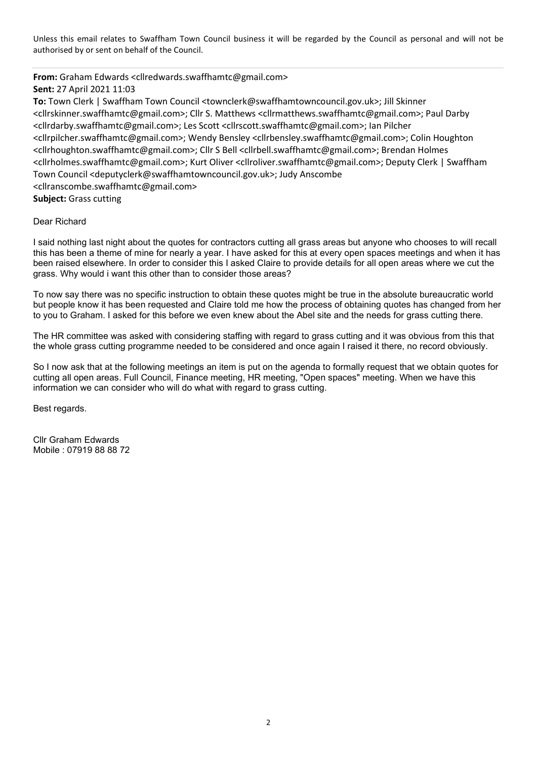Unless this email relates to Swaffham Town Council business it will be regarded by the Council as personal and will not be authorised by or sent on behalf of the Council.

---

**From:** Graham Edwards <cllredwards.swaffhamtc@gmail.com>
**Sent:** 27 April 2021 11:03
**To:** Town Clerk | Swaffham Town Council <townclerk@swaffhamtowncouncil.gov.uk>; Jill Skinner <cllrskinner.swaffhamtc@gmail.com>; Cllr S. Matthews <cllrmatthews.swaffhamtc@gmail.com>; Paul Darby <cllrdarby.swaffhamtc@gmail.com>; Les Scott <cllrscott.swaffhamtc@gmail.com>; Ian Pilcher <cllrpilcher.swaffhamtc@gmail.com>; Wendy Bensley <cllrbensley.swaffhamtc@gmail.com>; Colin Houghton <cllrhoughton.swaffhamtc@gmail.com>; Cllr S Bell <cllrbell.swaffhamtc@gmail.com>; Brendan Holmes <cllrholmes.swaffhamtc@gmail.com>; Kurt Oliver <cllroliver.swaffhamtc@gmail.com>; Deputy Clerk | Swaffham Town Council <deputyclerk@swaffhamtowncouncil.gov.uk>; Judy Anscombe <cllranscombe.swaffhamtc@gmail.com>
**Subject:** Grass cutting

Dear Richard

I said nothing last night about the quotes for contractors cutting all grass areas but anyone who chooses to will recall this has been a theme of mine for nearly a year. I have asked for this at every open spaces meetings and when it has been raised elsewhere. In order to consider this I asked Claire to provide details for all open areas where we cut the grass. Why would i want this other than to consider those areas?

To now say there was no specific instruction to obtain these quotes might be true in the absolute bureaucratic world but people know it has been requested and Claire told me how the process of obtaining quotes has changed from her to you to Graham. I asked for this before we even knew about the Abel site and the needs for grass cutting there.

The HR committee was asked with considering staffing with regard to grass cutting and it was obvious from this that the whole grass cutting programme needed to be considered and once again I raised it there, no record obviously.

So I now ask that at the following meetings an item is put on the agenda to formally request that we obtain quotes for cutting all open areas. Full Council, Finance meeting, HR meeting, "Open spaces" meeting. When we have this information we can consider who will do what with regard to grass cutting.

Best regards.

Cllr Graham Edwards
Mobile : 07919 88 88 72